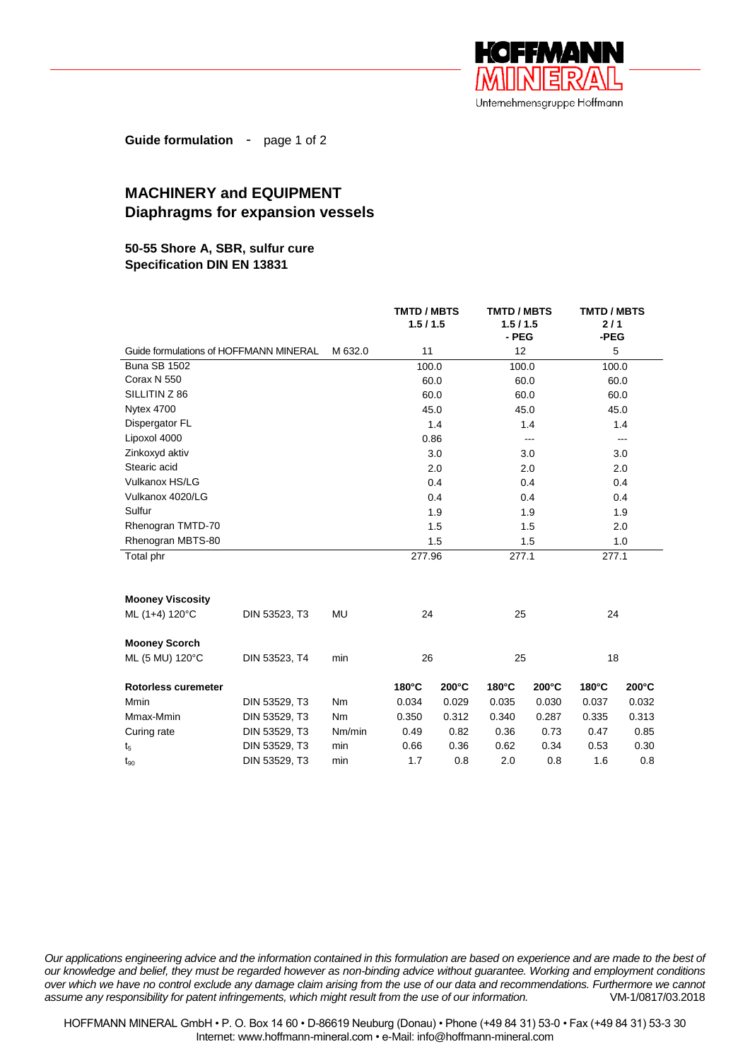**Guide formulation** - page 1 of 2

## MACHINERY and EQUIPMENT
## Diaphragms for expansion vessels

**50-55 Shore A, SBR, sulfur cure**
**Specification DIN EN 13831**

| | | | **TMTD / MBTS 1.5 / 1.5** | | **TMTD / MBTS 1.5 / 1.5 - PEG** | | **TMTD / MBTS 2 / 1 -PEG** | |
|---|---|---|---|---|---|---|---|---|
| Guide formulations of HOFFMANN MINERAL | | M 632.0 | 11 | | 12 | | 5 | |
| Buna SB 1502 | | | 100.0 | | 100.0 | | 100.0 | |
| Corax N 550 | | | 60.0 | | 60.0 | | 60.0 | |
| SILLITIN Z 86 | | | 60.0 | | 60.0 | | 60.0 | |
| Nytex 4700 | | | 45.0 | | 45.0 | | 45.0 | |
| Dispergator FL | | | 1.4 | | 1.4 | | 1.4 | |
| Lipoxol 4000 | | | 0.86 | | --- | | --- | |
| Zinkoxyd aktiv | | | 3.0 | | 3.0 | | 3.0 | |
| Stearic acid | | | 2.0 | | 2.0 | | 2.0 | |
| Vulkanox HS/LG | | | 0.4 | | 0.4 | | 0.4 | |
| Vulkanox 4020/LG | | | 0.4 | | 0.4 | | 0.4 | |
| Sulfur | | | 1.9 | | 1.9 | | 1.9 | |
| Rhenogran TMTD-70 | | | 1.5 | | 1.5 | | 2.0 | |
| Rhenogran MBTS-80 | | | 1.5 | | 1.5 | | 1.0 | |
| Total phr | | | 277.96 | | 277.1 | | 277.1 | |
| **Mooney Viscosity** | | | | | | | | |
| ML (1+4) 120°C | DIN 53523, T3 | MU | 24 | | 25 | | 24 | |
| **Mooney Scorch** | | | | | | | | |
| ML (5 MU) 120°C | DIN 53523, T4 | min | 26 | | 25 | | 18 | |
| **Rotorless curemeter** | | | **180°C** | **200°C** | **180°C** | **200°C** | **180°C** | **200°C** |
| Mmin | DIN 53529, T3 | Nm | 0.034 | 0.029 | 0.035 | 0.030 | 0.037 | 0.032 |
| Mmax-Mmin | DIN 53529, T3 | Nm | 0.350 | 0.312 | 0.340 | 0.287 | 0.335 | 0.313 |
| Curing rate | DIN 53529, T3 | Nm/min | 0.49 | 0.82 | 0.36 | 0.73 | 0.47 | 0.85 |
| $t_5$ | DIN 53529, T3 | min | 0.66 | 0.36 | 0.62 | 0.34 | 0.53 | 0.30 |
| $t_{90}$ | DIN 53529, T3 | min | 1.7 | 0.8 | 2.0 | 0.8 | 1.6 | 0.8 |

*Our applications engineering advice and the information contained in this formulation are based on experience and are made to the best of our knowledge and belief, they must be regarded however as non-binding advice without guarantee. Working and employment conditions over which we have no control exclude any damage claim arising from the use of our data and recommendations. Furthermore we cannot assume any responsibility for patent infringements, which might result from the use of our information.* VM-1/0817/03.2018

HOFFMANN MINERAL GmbH • P. O. Box 14 60 • D-86619 Neuburg (Donau) • Phone (+49 84 31) 53-0 • Fax (+49 84 31) 53-3 30
Internet: www.hoffmann-mineral.com • e-Mail: info@hoffmann-mineral.com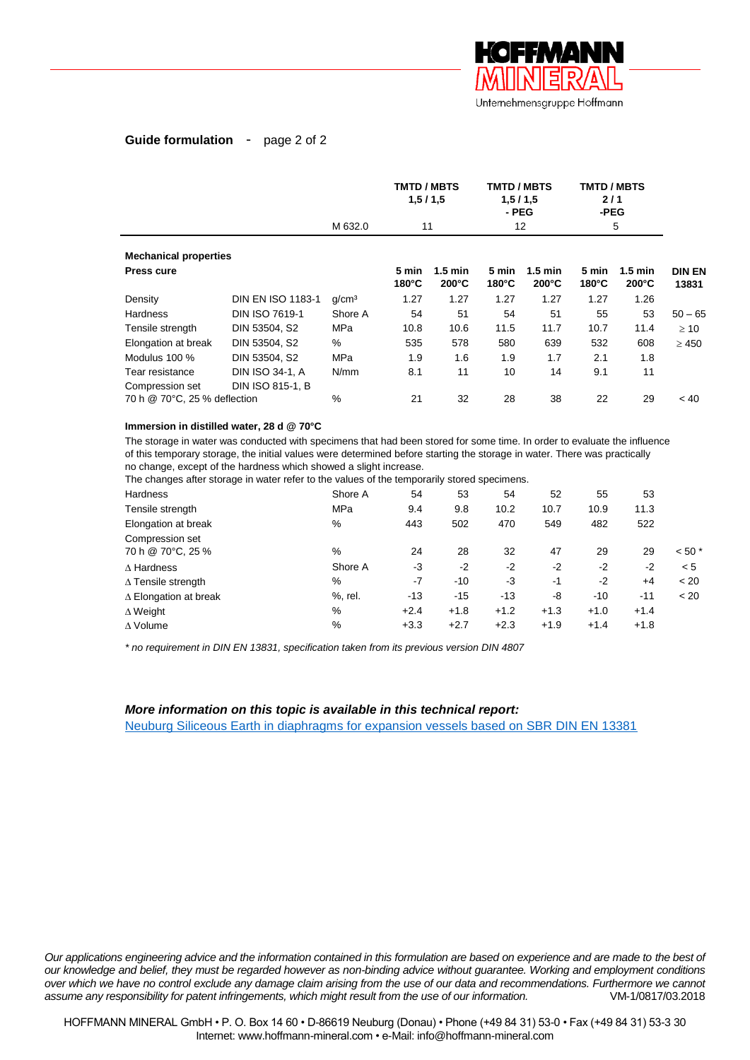**Guide formulation** - page 2 of 2

| | | | TMTD / MBTS 1,5 / 1,5 | | TMTD / MBTS 1,5 / 1,5 - PEG | | TMTD / MBTS 2 / 1 -PEG | | |
|---|---|---|---|---|---|---|---|---|---|
| | | M 632.0 | 11 | | 12 | | 5 | | |
| **Mechanical properties** | | | | | | | | | |
| **Press cure** | | | **5 min 180°C** | **1.5 min 200°C** | **5 min 180°C** | **1.5 min 200°C** | **5 min 180°C** | **1.5 min 200°C** | **DIN EN 13831** |
| Density | DIN EN ISO 1183-1 | g/cm³ | 1.27 | 1.27 | 1.27 | 1.27 | 1.27 | 1.26 | |
| Hardness | DIN ISO 7619-1 | Shore A | 54 | 51 | 54 | 51 | 55 | 53 | 50 – 65 |
| Tensile strength | DIN 53504, S2 | MPa | 10.8 | 10.6 | 11.5 | 11.7 | 10.7 | 11.4 | ≥ 10 |
| Elongation at break | DIN 53504, S2 | % | 535 | 578 | 580 | 639 | 532 | 608 | ≥ 450 |
| Modulus 100 % | DIN 53504, S2 | MPa | 1.9 | 1.6 | 1.9 | 1.7 | 2.1 | 1.8 | |
| Tear resistance | DIN ISO 34-1, A | N/mm | 8.1 | 11 | 10 | 14 | 9.1 | 11 | |
| Compression set 70 h @ 70°C, 25 % deflection | DIN ISO 815-1, B | % | 21 | 32 | 28 | 38 | 22 | 29 | < 40 |

**Immersion in distilled water, 28 d @ 70°C**

The storage in water was conducted with specimens that had been stored for some time. In order to evaluate the influence of this temporary storage, the initial values were determined before starting the storage in water. There was practically no change, except of the hardness which showed a slight increase.
The changes after storage in water refer to the values of the temporarily stored specimens.

| | | | | | | | | |
|---|---|---|---|---|---|---|---|---|
| Hardness | Shore A | 54 | 53 | 54 | 52 | 55 | 53 | |
| Tensile strength | MPa | 9.4 | 9.8 | 10.2 | 10.7 | 10.9 | 11.3 | |
| Elongation at break | % | 443 | 502 | 470 | 549 | 482 | 522 | |
| Compression set 70 h @ 70°C, 25 % | % | 24 | 28 | 32 | 47 | 29 | 29 | < 50 * |
| Δ Hardness | Shore A | -3 | -2 | -2 | -2 | -2 | -2 | < 5 |
| Δ Tensile strength | % | -7 | -10 | -3 | -1 | -2 | +4 | < 20 |
| Δ Elongation at break | %, rel. | -13 | -15 | -13 | -8 | -10 | -11 | < 20 |
| Δ Weight | % | +2.4 | +1.8 | +1.2 | +1.3 | +1.0 | +1.4 | |
| Δ Volume | % | +3.3 | +2.7 | +2.3 | +1.9 | +1.4 | +1.8 | |

*\* no requirement in DIN EN 13831, specification taken from its previous version DIN 4807*

***More information on this topic is available in this technical report:***

Neuburg Siliceous Earth in diaphragms for expansion vessels based on SBR DIN EN 13381

*Our applications engineering advice and the information contained in this formulation are based on experience and are made to the best of our knowledge and belief, they must be regarded however as non-binding advice without guarantee. Working and employment conditions over which we have no control exclude any damage claim arising from the use of our data and recommendations. Furthermore we cannot assume any responsibility for patent infringements, which might result from the use of our information.* VM-1/0817/03.2018

HOFFMANN MINERAL GmbH • P. O. Box 14 60 • D-86619 Neuburg (Donau) • Phone (+49 84 31) 53-0 • Fax (+49 84 31) 53-3 30
Internet: www.hoffmann-mineral.com • e-Mail: info@hoffmann-mineral.com